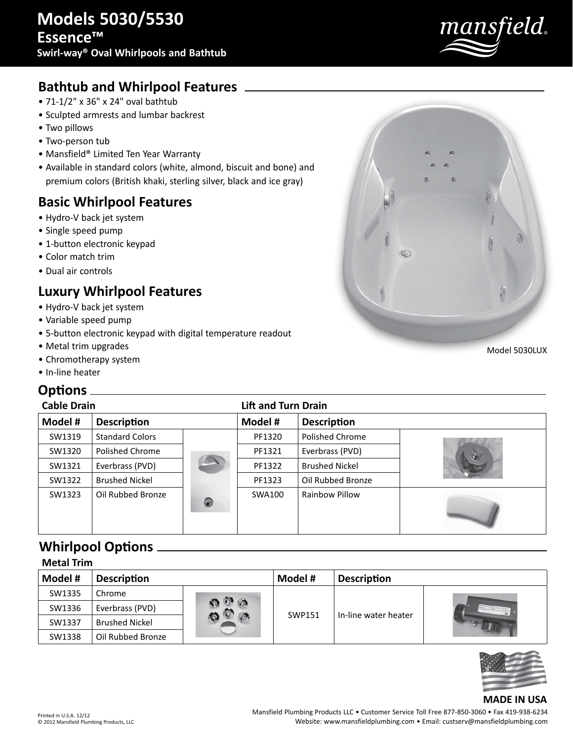# Models 5030/5530

## Essence™

### Swirl-way® Oval Whirlpools and Bathtub

## Bathtub and Whirlpool Features

- 71-1/2" x 36" x 24" oval bathtub
- Sculpted armrests and lumbar backrest
- Two pillows
- Two-person tub
- Mansfield® Limited Ten Year Warranty
- Available in standard colors (white, almond, biscuit and bone) and premium colors (British khaki, sterling silver, black and ice gray)

## Basic Whirlpool Features

- Hydro-V back jet system
- Single speed pump
- 1-button electronic keypad
- Color match trim
- Dual air controls

## Luxury Whirlpool Features

- Hydro-V back jet system
- Variable speed pump
- 5-button electronic keypad with digital temperature readout
- Metal trim upgrades
- Chromotherapy system
- In-line heater

Model 5030LUX

## Options

**Cable Drain** / **Lift and Turn Drain**

| Model # | Description | | Model # | Description | |
|---|---|---|---|---|---|
| SW1319 | Standard Colors | | PF1320 | Polished Chrome | |
| SW1320 | Polished Chrome | | PF1321 | Everbrass (PVD) | |
| SW1321 | Everbrass (PVD) | | PF1322 | Brushed Nickel | |
| SW1322 | Brushed Nickel | | PF1323 | Oil Rubbed Bronze | |
| SW1323 | Oil Rubbed Bronze | | SWA100 | Rainbow Pillow | |

## Whirlpool Options

**Metal Trim**

| Model # | Description | | Model # | Description | |
|---|---|---|---|---|---|
| SW1335 | Chrome | | SWP151 | In-line water heater | |
| SW1336 | Everbrass (PVD) | | | | |
| SW1337 | Brushed Nickel | | | | |
| SW1338 | Oil Rubbed Bronze | | | | |

**MADE IN USA**

Printed in U.S.A. 12/12
© 2012 Mansfield Plumbing Products, LLC

Mansfield Plumbing Products LLC • Customer Service Toll Free 877-850-3060 • Fax 419-938-6234
Website: www.mansfieldplumbing.com • Email: custserv@mansfieldplumbing.com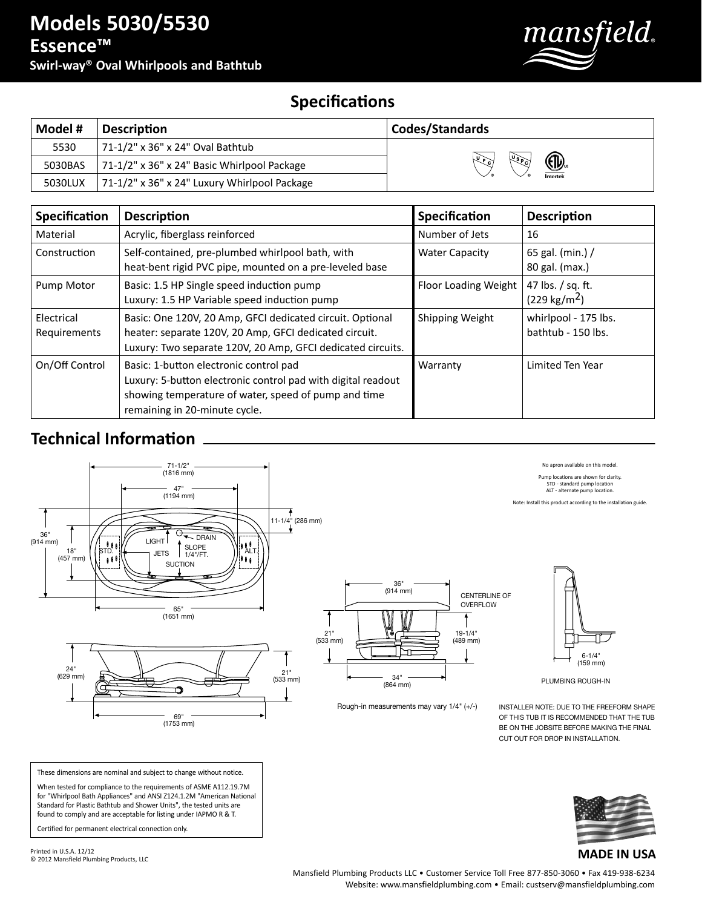# Models 5030/5530

## Essence™

### Swirl-way® Oval Whirlpools and Bathtub

## Specifications

| Model # | Description | Codes/Standards |
|---|---|---|
| 5530 | 71-1/2" x 36" x 24" Oval Bathtub | |
| 5030BAS | 71-1/2" x 36" x 24" Basic Whirlpool Package | |
| 5030LUX | 71-1/2" x 36" x 24" Luxury Whirlpool Package | |

| Specification | Description | Specification | Description |
|---|---|---|---|
| Material | Acrylic, fiberglass reinforced | Number of Jets | 16 |
| Construction | Self-contained, pre-plumbed whirlpool bath, with heat-bent rigid PVC pipe, mounted on a pre-leveled base | Water Capacity | 65 gal. (min.) / 80 gal. (max.) |
| Pump Motor | Basic: 1.5 HP Single speed induction pump<br>Luxury: 1.5 HP Variable speed induction pump | Floor Loading Weight | 47 lbs. / sq. ft. (229 kg/m$^2$) |
| Electrical Requirements | Basic: One 120V, 20 Amp, GFCI dedicated circuit. Optional heater: separate 120V, 20 Amp, GFCI dedicated circuit.<br>Luxury: Two separate 120V, 20 Amp, GFCI dedicated circuits. | Shipping Weight | whirlpool - 175 lbs.<br>bathtub - 150 lbs. |
| On/Off Control | Basic: 1-button electronic control pad<br>Luxury: 5-button electronic control pad with digital readout showing temperature of water, speed of pump and time remaining in 20-minute cycle. | Warranty | Limited Ten Year |

## Technical Information

No apron available on this model.

Pump locations are shown for clarity.
STD - standard pump location
ALT - alternate pump location.

Note: Install this product according to the installation guide.

71-1/2" (1816 mm)
47" (1194 mm)
11-1/4" (286 mm)
36" (914 mm)
18" (457 mm)
STD.
LIGHT
DRAIN
JETS
SLOPE 1/4"/FT.
SUCTION
ALT.
65" (1651 mm)

24" (629 mm)
21" (533 mm)
69" (1753 mm)

36" (914 mm)
CENTERLINE OF OVERFLOW
21" (533 mm)
19-1/4" (489 mm)
34" (864 mm)

Rough-in measurements may vary 1/4" (+/-)

6-1/4" (159 mm)
PLUMBING ROUGH-IN

INSTALLER NOTE: DUE TO THE FREEFORM SHAPE OF THIS TUB IT IS RECOMMENDED THAT THE TUB BE ON THE JOBSITE BEFORE MAKING THE FINAL CUT OUT FOR DROP IN INSTALLATION.

These dimensions are nominal and subject to change without notice.

When tested for compliance to the requirements of ASME A112.19.7M for "Whirlpool Bath Appliances" and ANSI Z124.1.2M "American National Standard for Plastic Bathtub and Shower Units", the tested units are found to comply and are acceptable for listing under IAPMO R & T.

Certified for permanent electrical connection only.

Printed in U.S.A. 12/12
© 2012 Mansfield Plumbing Products, LLC

**MADE IN USA**

Mansfield Plumbing Products LLC • Customer Service Toll Free 877-850-3060 • Fax 419-938-6234
Website: www.mansfieldplumbing.com • Email: custserv@mansfieldplumbing.com